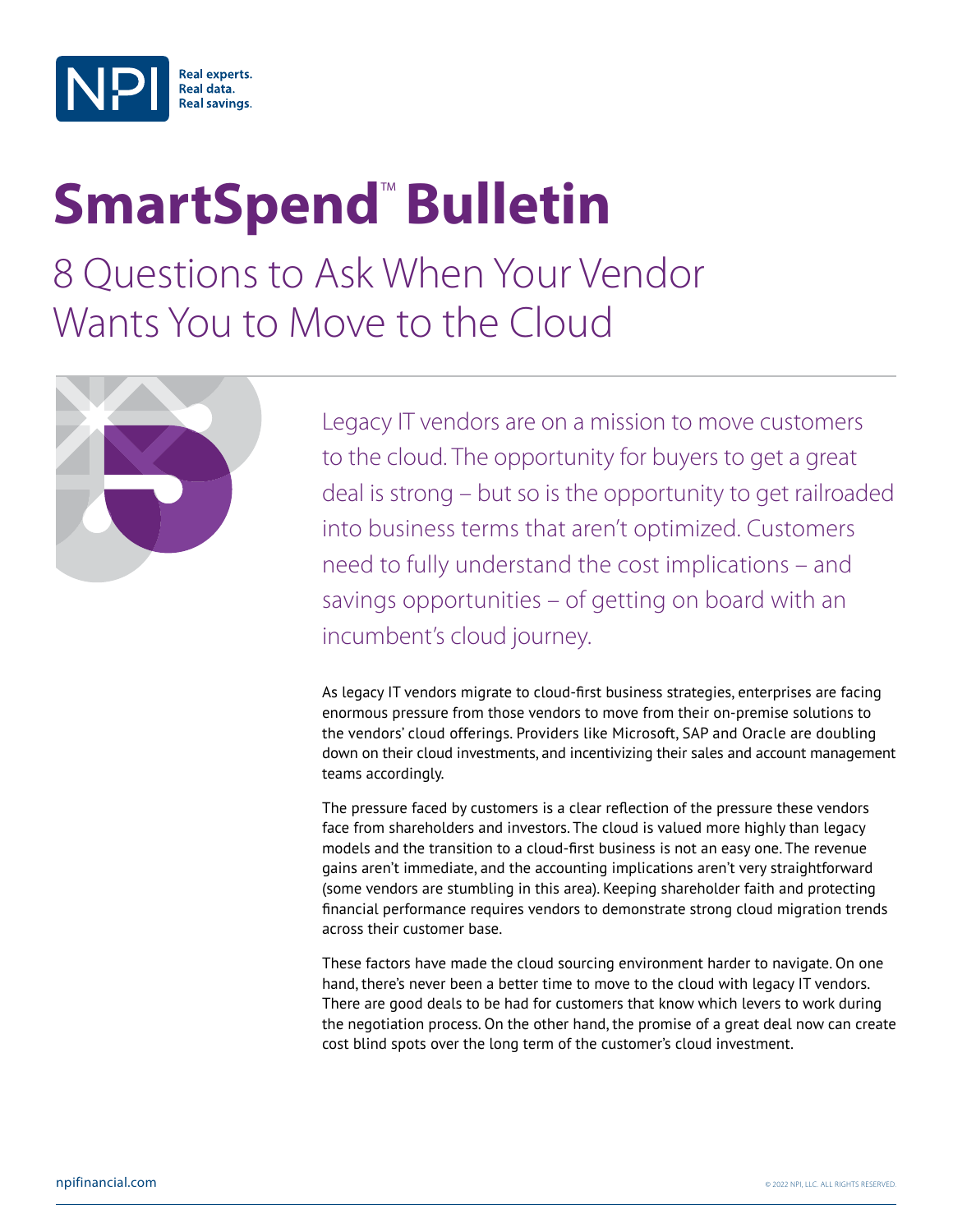# SmartSpend™ Bulletin

## 8 Questions to Ask When Your Vendor Wants You to Move to the Cloud

Legacy IT vendors are on a mission to move customers to the cloud. The opportunity for buyers to get a great deal is strong – but so is the opportunity to get railroaded into business terms that aren't optimized. Customers need to fully understand the cost implications – and savings opportunities – of getting on board with an incumbent's cloud journey.

As legacy IT vendors migrate to cloud-first business strategies, enterprises are facing enormous pressure from those vendors to move from their on-premise solutions to the vendors' cloud offerings. Providers like Microsoft, SAP and Oracle are doubling down on their cloud investments, and incentivizing their sales and account management teams accordingly.

The pressure faced by customers is a clear reflection of the pressure these vendors face from shareholders and investors. The cloud is valued more highly than legacy models and the transition to a cloud-first business is not an easy one. The revenue gains aren't immediate, and the accounting implications aren't very straightforward (some vendors are stumbling in this area). Keeping shareholder faith and protecting financial performance requires vendors to demonstrate strong cloud migration trends across their customer base.

These factors have made the cloud sourcing environment harder to navigate. On one hand, there's never been a better time to move to the cloud with legacy IT vendors. There are good deals to be had for customers that know which levers to work during the negotiation process. On the other hand, the promise of a great deal now can create cost blind spots over the long term of the customer's cloud investment.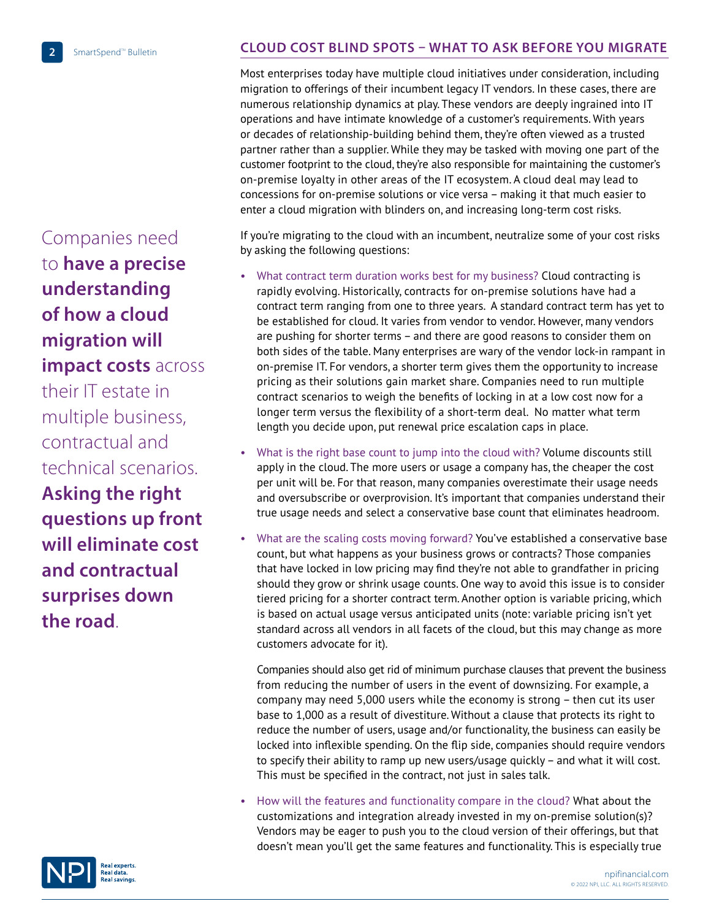## CLOUD COST BLIND SPOTS – WHAT TO ASK BEFORE YOU MIGRATE

Most enterprises today have multiple cloud initiatives under consideration, including migration to offerings of their incumbent legacy IT vendors. In these cases, there are numerous relationship dynamics at play. These vendors are deeply ingrained into IT operations and have intimate knowledge of a customer's requirements. With years or decades of relationship-building behind them, they're often viewed as a trusted partner rather than a supplier. While they may be tasked with moving one part of the customer footprint to the cloud, they're also responsible for maintaining the customer's on-premise loyalty in other areas of the IT ecosystem. A cloud deal may lead to concessions for on-premise solutions or vice versa – making it that much easier to enter a cloud migration with blinders on, and increasing long-term cost risks.

Companies need to **have a precise understanding of how a cloud migration will impact costs** across their IT estate in multiple business, contractual and technical scenarios. **Asking the right questions up front will eliminate cost and contractual surprises down the road**.

If you're migrating to the cloud with an incumbent, neutralize some of your cost risks by asking the following questions:

- What contract term duration works best for my business? Cloud contracting is rapidly evolving. Historically, contracts for on-premise solutions have had a contract term ranging from one to three years. A standard contract term has yet to be established for cloud. It varies from vendor to vendor. However, many vendors are pushing for shorter terms – and there are good reasons to consider them on both sides of the table. Many enterprises are wary of the vendor lock-in rampant in on-premise IT. For vendors, a shorter term gives them the opportunity to increase pricing as their solutions gain market share. Companies need to run multiple contract scenarios to weigh the benefits of locking in at a low cost now for a longer term versus the flexibility of a short-term deal. No matter what term length you decide upon, put renewal price escalation caps in place.
- What is the right base count to jump into the cloud with? Volume discounts still apply in the cloud. The more users or usage a company has, the cheaper the cost per unit will be. For that reason, many companies overestimate their usage needs and oversubscribe or overprovision. It's important that companies understand their true usage needs and select a conservative base count that eliminates headroom.
- What are the scaling costs moving forward? You've established a conservative base count, but what happens as your business grows or contracts? Those companies that have locked in low pricing may find they're not able to grandfather in pricing should they grow or shrink usage counts. One way to avoid this issue is to consider tiered pricing for a shorter contract term. Another option is variable pricing, which is based on actual usage versus anticipated units (note: variable pricing isn't yet standard across all vendors in all facets of the cloud, but this may change as more customers advocate for it).

  Companies should also get rid of minimum purchase clauses that prevent the business from reducing the number of users in the event of downsizing. For example, a company may need 5,000 users while the economy is strong – then cut its user base to 1,000 as a result of divestiture. Without a clause that protects its right to reduce the number of users, usage and/or functionality, the business can easily be locked into inflexible spending. On the flip side, companies should require vendors to specify their ability to ramp up new users/usage quickly – and what it will cost. This must be specified in the contract, not just in sales talk.
- How will the features and functionality compare in the cloud? What about the customizations and integration already invested in my on-premise solution(s)? Vendors may be eager to push you to the cloud version of their offerings, but that doesn't mean you'll get the same features and functionality. This is especially true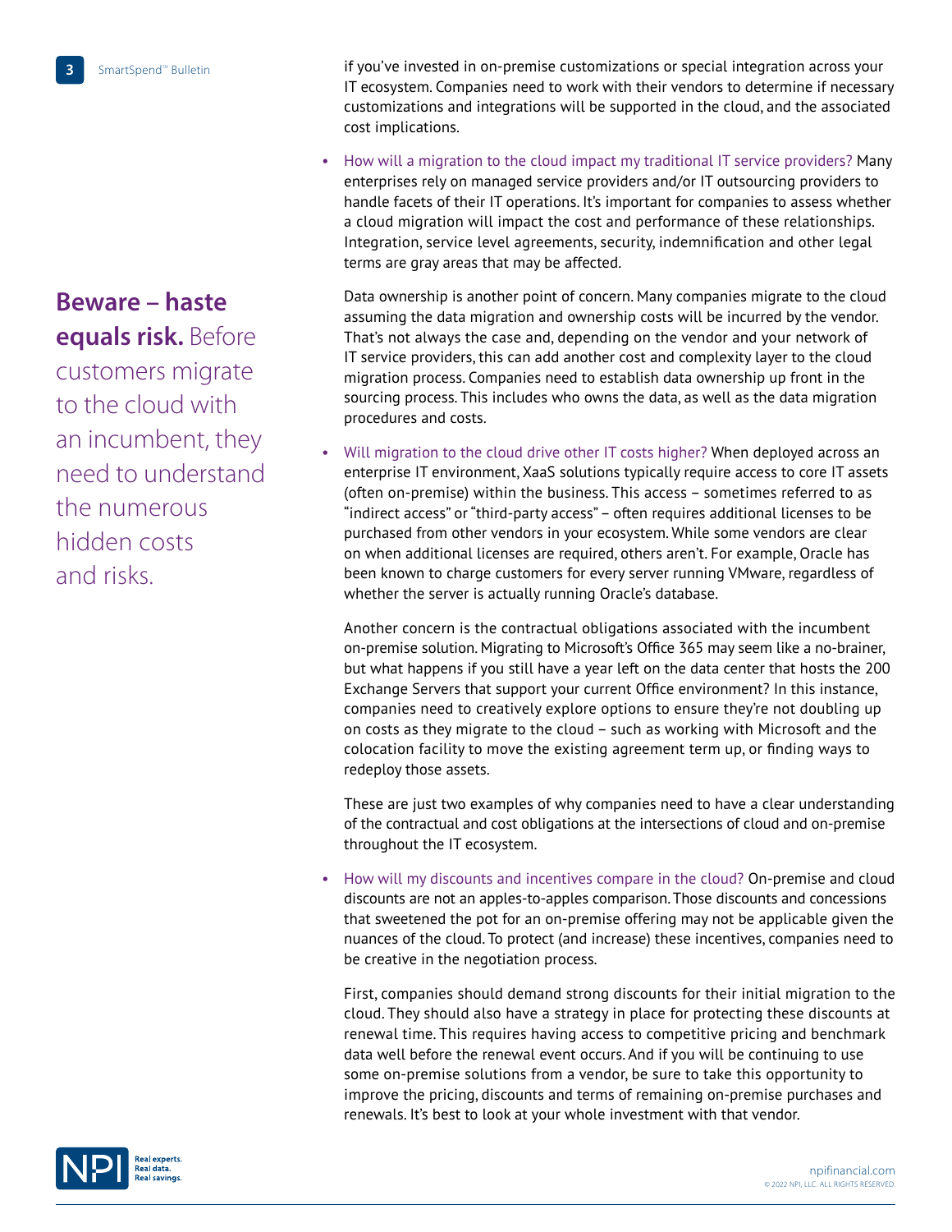**Beware – haste equals risk.** Before customers migrate to the cloud with an incumbent, they need to understand the numerous hidden costs and risks.

if you've invested in on-premise customizations or special integration across your IT ecosystem. Companies need to work with their vendors to determine if necessary customizations and integrations will be supported in the cloud, and the associated cost implications.

- How will a migration to the cloud impact my traditional IT service providers? Many enterprises rely on managed service providers and/or IT outsourcing providers to handle facets of their IT operations. It's important for companies to assess whether a cloud migration will impact the cost and performance of these relationships. Integration, service level agreements, security, indemnification and other legal terms are gray areas that may be affected.

  Data ownership is another point of concern. Many companies migrate to the cloud assuming the data migration and ownership costs will be incurred by the vendor. That's not always the case and, depending on the vendor and your network of IT service providers, this can add another cost and complexity layer to the cloud migration process. Companies need to establish data ownership up front in the sourcing process. This includes who owns the data, as well as the data migration procedures and costs.

- Will migration to the cloud drive other IT costs higher? When deployed across an enterprise IT environment, XaaS solutions typically require access to core IT assets (often on-premise) within the business. This access – sometimes referred to as "indirect access" or "third-party access" – often requires additional licenses to be purchased from other vendors in your ecosystem. While some vendors are clear on when additional licenses are required, others aren't. For example, Oracle has been known to charge customers for every server running VMware, regardless of whether the server is actually running Oracle's database.

  Another concern is the contractual obligations associated with the incumbent on-premise solution. Migrating to Microsoft's Office 365 may seem like a no-brainer, but what happens if you still have a year left on the data center that hosts the 200 Exchange Servers that support your current Office environment? In this instance, companies need to creatively explore options to ensure they're not doubling up on costs as they migrate to the cloud – such as working with Microsoft and the colocation facility to move the existing agreement term up, or finding ways to redeploy those assets.

  These are just two examples of why companies need to have a clear understanding of the contractual and cost obligations at the intersections of cloud and on-premise throughout the IT ecosystem.

- How will my discounts and incentives compare in the cloud? On-premise and cloud discounts are not an apples-to-apples comparison. Those discounts and concessions that sweetened the pot for an on-premise offering may not be applicable given the nuances of the cloud. To protect (and increase) these incentives, companies need to be creative in the negotiation process.

  First, companies should demand strong discounts for their initial migration to the cloud. They should also have a strategy in place for protecting these discounts at renewal time. This requires having access to competitive pricing and benchmark data well before the renewal event occurs. And if you will be continuing to use some on-premise solutions from a vendor, be sure to take this opportunity to improve the pricing, discounts and terms of remaining on-premise purchases and renewals. It's best to look at your whole investment with that vendor.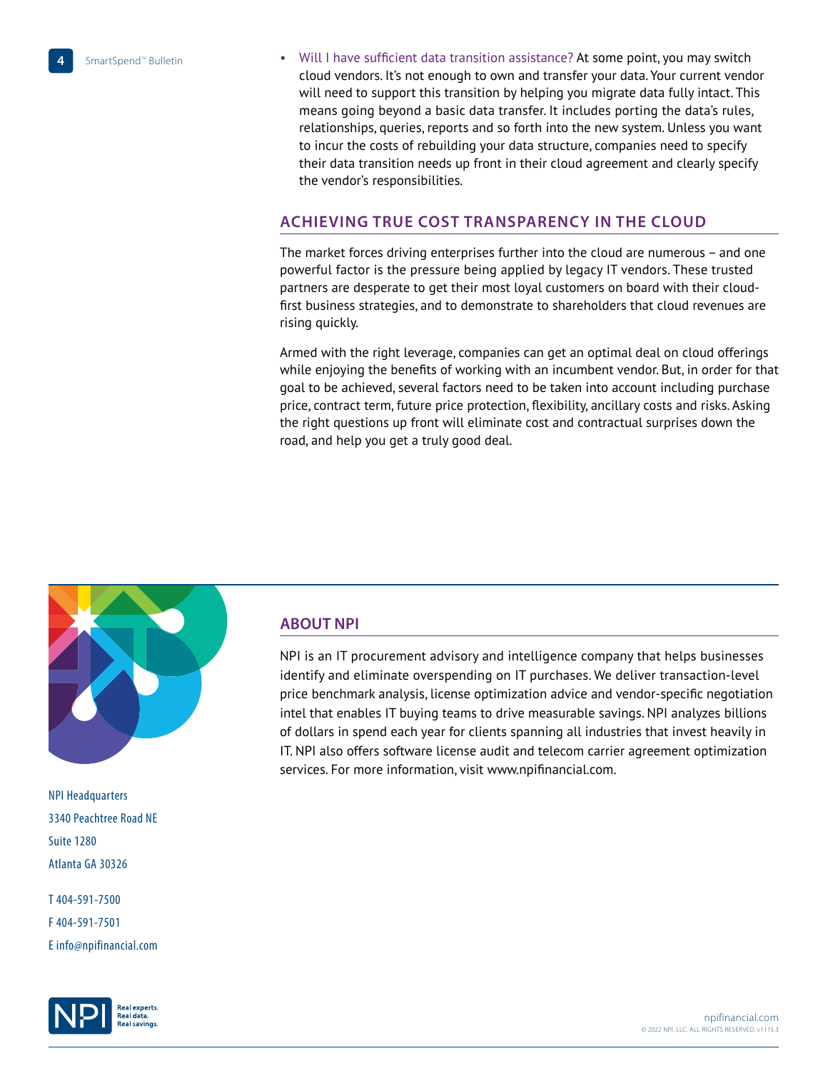- Will I have sufficient data transition assistance? At some point, you may switch cloud vendors. It's not enough to own and transfer your data. Your current vendor will need to support this transition by helping you migrate data fully intact. This means going beyond a basic data transfer. It includes porting the data's rules, relationships, queries, reports and so forth into the new system. Unless you want to incur the costs of rebuilding your data structure, companies need to specify their data transition needs up front in their cloud agreement and clearly specify the vendor's responsibilities.

## ACHIEVING TRUE COST TRANSPARENCY IN THE CLOUD

The market forces driving enterprises further into the cloud are numerous – and one powerful factor is the pressure being applied by legacy IT vendors. These trusted partners are desperate to get their most loyal customers on board with their cloud-first business strategies, and to demonstrate to shareholders that cloud revenues are rising quickly.

Armed with the right leverage, companies can get an optimal deal on cloud offerings while enjoying the benefits of working with an incumbent vendor. But, in order for that goal to be achieved, several factors need to be taken into account including purchase price, contract term, future price protection, flexibility, ancillary costs and risks. Asking the right questions up front will eliminate cost and contractual surprises down the road, and help you get a truly good deal.

## ABOUT NPI

NPI is an IT procurement advisory and intelligence company that helps businesses identify and eliminate overspending on IT purchases. We deliver transaction-level price benchmark analysis, license optimization advice and vendor-specific negotiation intel that enables IT buying teams to drive measurable savings. NPI analyzes billions of dollars in spend each year for clients spanning all industries that invest heavily in IT. NPI also offers software license audit and telecom carrier agreement optimization services. For more information, visit www.npifinancial.com.

NPI Headquarters
3340 Peachtree Road NE
Suite 1280
Atlanta GA 30326

T 404-591-7500
F 404-591-7501
E info@npifinancial.com

NPI Real experts. Real data. Real savings.

npifinancial.com
© 2022 NPI, LLC. ALL RIGHTS RESERVED. v1115.3